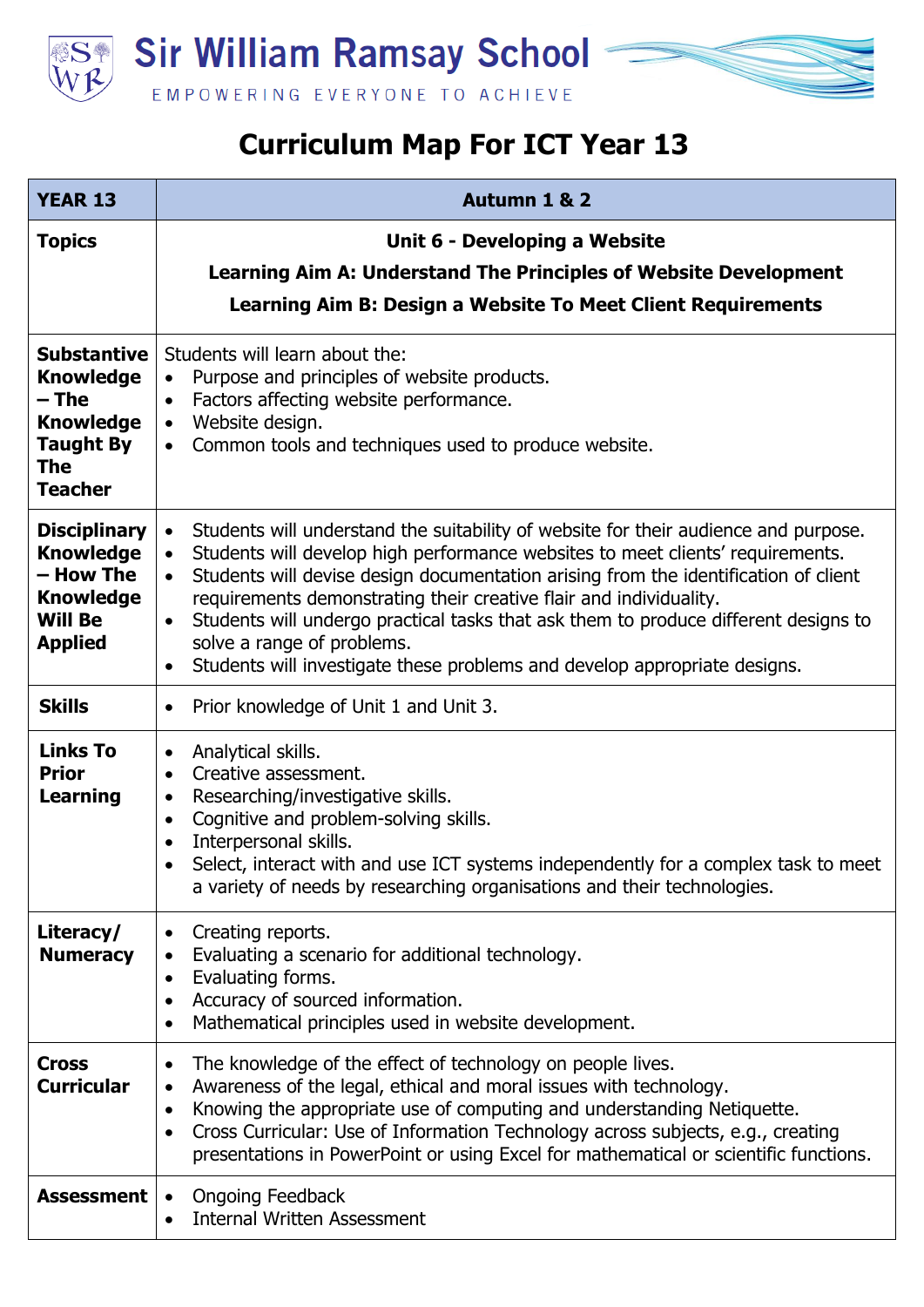# Sir William Ramsay School

EMPOWERING EVERYONE TO ACHIEVE

# Curriculum Map For ICT Year 13

| YEAR 13 | Autumn 1 & 2 |
|---|---|
| **Topics** | **Unit 6 - Developing a Website**<br>**Learning Aim A: Understand The Principles of Website Development**<br>**Learning Aim B: Design a Website To Meet Client Requirements** |
| **Substantive Knowledge – The Knowledge Taught By The Teacher** | Students will learn about the:<br>• Purpose and principles of website products.<br>• Factors affecting website performance.<br>• Website design.<br>• Common tools and techniques used to produce website. |
| **Disciplinary Knowledge – How The Knowledge Will Be Applied** | • Students will understand the suitability of website for their audience and purpose.<br>• Students will develop high performance websites to meet clients' requirements.<br>• Students will devise design documentation arising from the identification of client requirements demonstrating their creative flair and individuality.<br>• Students will undergo practical tasks that ask them to produce different designs to solve a range of problems.<br>• Students will investigate these problems and develop appropriate designs. |
| **Skills** | • Prior knowledge of Unit 1 and Unit 3. |
| **Links To Prior Learning** | • Analytical skills.<br>• Creative assessment.<br>• Researching/investigative skills.<br>• Cognitive and problem-solving skills.<br>• Interpersonal skills.<br>• Select, interact with and use ICT systems independently for a complex task to meet a variety of needs by researching organisations and their technologies. |
| **Literacy/ Numeracy** | • Creating reports.<br>• Evaluating a scenario for additional technology.<br>• Evaluating forms.<br>• Accuracy of sourced information.<br>• Mathematical principles used in website development. |
| **Cross Curricular** | • The knowledge of the effect of technology on people lives.<br>• Awareness of the legal, ethical and moral issues with technology.<br>• Knowing the appropriate use of computing and understanding Netiquette.<br>• Cross Curricular: Use of Information Technology across subjects, e.g., creating presentations in PowerPoint or using Excel for mathematical or scientific functions. |
| **Assessment** | • Ongoing Feedback<br>• Internal Written Assessment |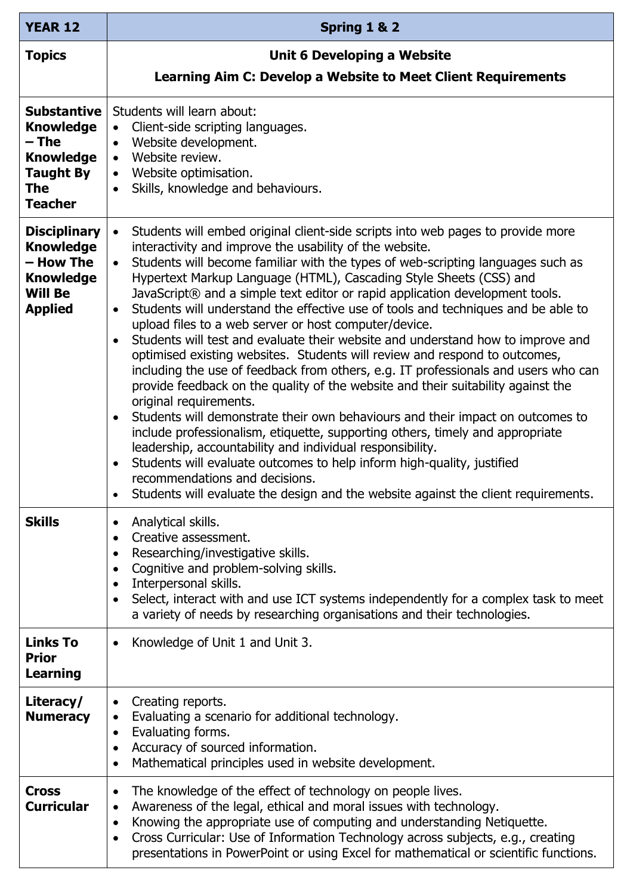| YEAR 12 | Spring 1 & 2 |
| --- | --- |
| **Topics** | **Unit 6 Developing a Website**<br>**Learning Aim C: Develop a Website to Meet Client Requirements** |
| **Substantive Knowledge – The Knowledge Taught By The Teacher** | Students will learn about:<br>• Client-side scripting languages.<br>• Website development.<br>• Website review.<br>• Website optimisation.<br>• Skills, knowledge and behaviours. |
| **Disciplinary Knowledge – How The Knowledge Will Be Applied** | • Students will embed original client-side scripts into web pages to provide more interactivity and improve the usability of the website.<br>• Students will become familiar with the types of web-scripting languages such as Hypertext Markup Language (HTML), Cascading Style Sheets (CSS) and JavaScript® and a simple text editor or rapid application development tools.<br>• Students will understand the effective use of tools and techniques and be able to upload files to a web server or host computer/device.<br>• Students will test and evaluate their website and understand how to improve and optimised existing websites. Students will review and respond to outcomes, including the use of feedback from others, e.g. IT professionals and users who can provide feedback on the quality of the website and their suitability against the original requirements.<br>• Students will demonstrate their own behaviours and their impact on outcomes to include professionalism, etiquette, supporting others, timely and appropriate leadership, accountability and individual responsibility.<br>• Students will evaluate outcomes to help inform high-quality, justified recommendations and decisions.<br>• Students will evaluate the design and the website against the client requirements. |
| **Skills** | • Analytical skills.<br>• Creative assessment.<br>• Researching/investigative skills.<br>• Cognitive and problem-solving skills.<br>• Interpersonal skills.<br>• Select, interact with and use ICT systems independently for a complex task to meet a variety of needs by researching organisations and their technologies. |
| **Links To Prior Learning** | • Knowledge of Unit 1 and Unit 3. |
| **Literacy/ Numeracy** | • Creating reports.<br>• Evaluating a scenario for additional technology.<br>• Evaluating forms.<br>• Accuracy of sourced information.<br>• Mathematical principles used in website development. |
| **Cross Curricular** | • The knowledge of the effect of technology on people lives.<br>• Awareness of the legal, ethical and moral issues with technology.<br>• Knowing the appropriate use of computing and understanding Netiquette.<br>• Cross Curricular: Use of Information Technology across subjects, e.g., creating presentations in PowerPoint or using Excel for mathematical or scientific functions. |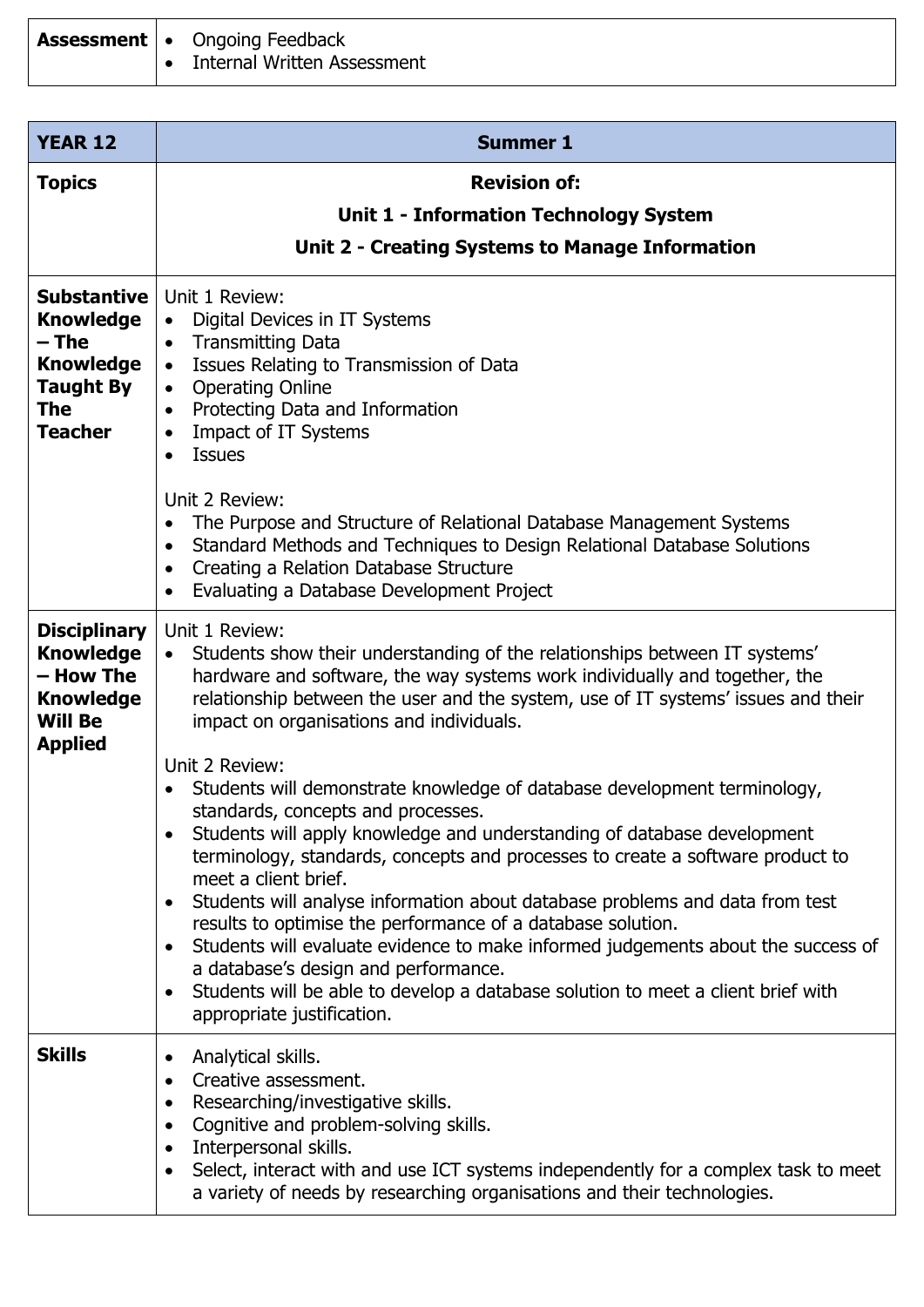| **Assessment** | • Ongoing Feedback<br>• Internal Written Assessment |
|---|---|

| **YEAR 12** | **Summer 1** |
|---|---|
| **Topics** | **Revision of:**<br>**Unit 1 - Information Technology System**<br>**Unit 2 - Creating Systems to Manage Information** |
| **Substantive Knowledge – The Knowledge Taught By The Teacher** | Unit 1 Review:<br>• Digital Devices in IT Systems<br>• Transmitting Data<br>• Issues Relating to Transmission of Data<br>• Operating Online<br>• Protecting Data and Information<br>• Impact of IT Systems<br>• Issues<br><br>Unit 2 Review:<br>• The Purpose and Structure of Relational Database Management Systems<br>• Standard Methods and Techniques to Design Relational Database Solutions<br>• Creating a Relation Database Structure<br>• Evaluating a Database Development Project |
| **Disciplinary Knowledge – How The Knowledge Will Be Applied** | Unit 1 Review:<br>• Students show their understanding of the relationships between IT systems' hardware and software, the way systems work individually and together, the relationship between the user and the system, use of IT systems' issues and their impact on organisations and individuals.<br><br>Unit 2 Review:<br>• Students will demonstrate knowledge of database development terminology, standards, concepts and processes.<br>• Students will apply knowledge and understanding of database development terminology, standards, concepts and processes to create a software product to meet a client brief.<br>• Students will analyse information about database problems and data from test results to optimise the performance of a database solution.<br>• Students will evaluate evidence to make informed judgements about the success of a database's design and performance.<br>• Students will be able to develop a database solution to meet a client brief with appropriate justification. |
| **Skills** | • Analytical skills.<br>• Creative assessment.<br>• Researching/investigative skills.<br>• Cognitive and problem-solving skills.<br>• Interpersonal skills.<br>• Select, interact with and use ICT systems independently for a complex task to meet a variety of needs by researching organisations and their technologies. |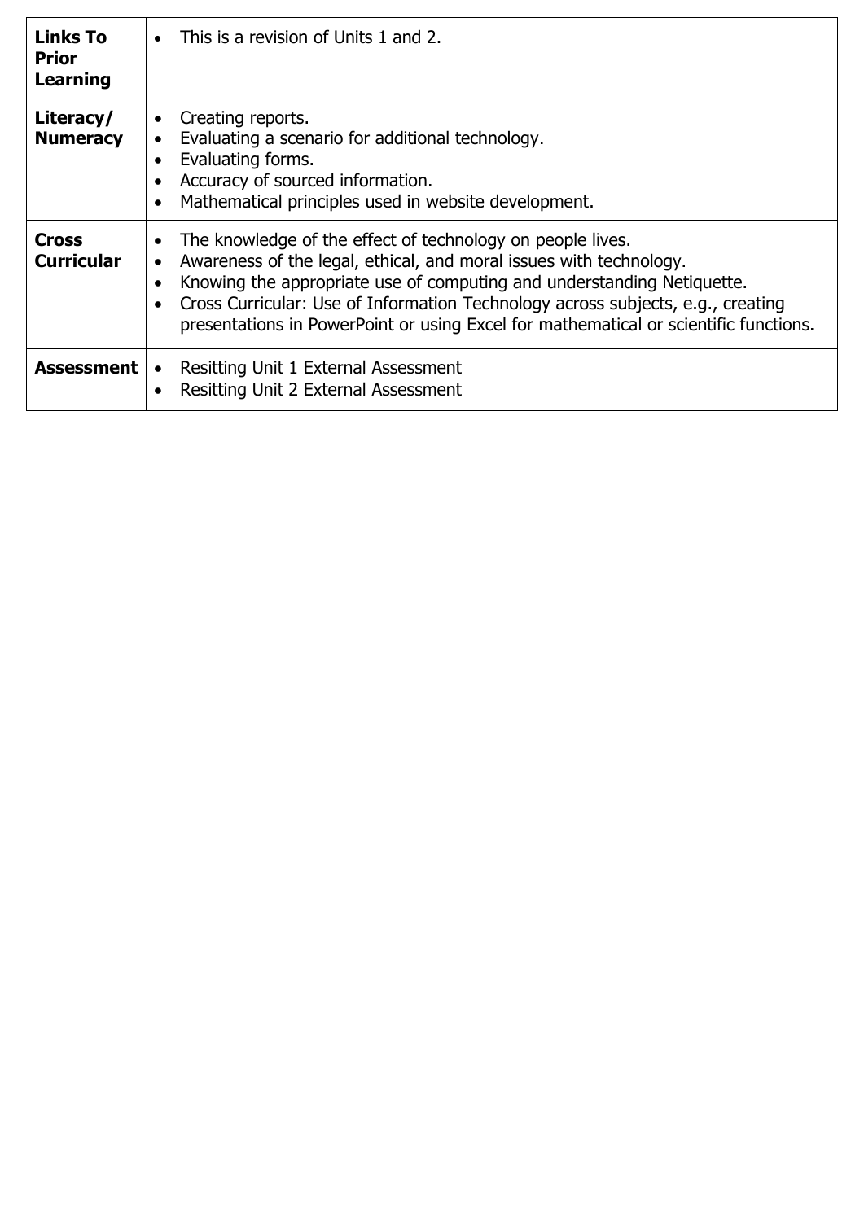| | |
|---|---|
| **Links To Prior Learning** | • This is a revision of Units 1 and 2. |
| **Literacy/ Numeracy** | • Creating reports.<br>• Evaluating a scenario for additional technology.<br>• Evaluating forms.<br>• Accuracy of sourced information.<br>• Mathematical principles used in website development. |
| **Cross Curricular** | • The knowledge of the effect of technology on people lives.<br>• Awareness of the legal, ethical, and moral issues with technology.<br>• Knowing the appropriate use of computing and understanding Netiquette.<br>• Cross Curricular: Use of Information Technology across subjects, e.g., creating presentations in PowerPoint or using Excel for mathematical or scientific functions. |
| **Assessment** | • Resitting Unit 1 External Assessment<br>• Resitting Unit 2 External Assessment |